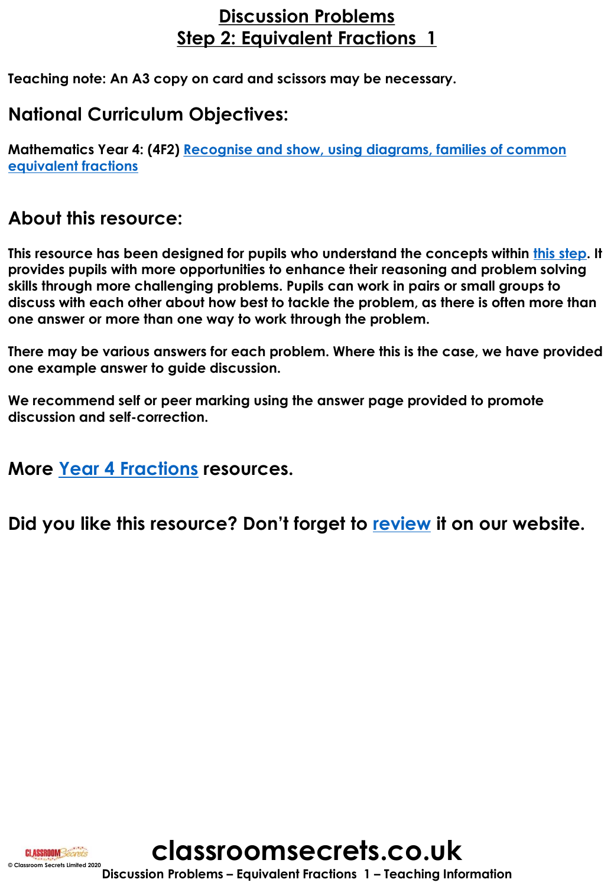# Discussion Problems
## Step 2: Equivalent Fractions 1

**Teaching note: An A3 copy on card and scissors may be necessary.**

## National Curriculum Objectives:

**Mathematics Year 4: (4F2) [Recognise and show, using diagrams, families of common equivalent fractions]()**

## About this resource:

**This resource has been designed for pupils who understand the concepts within [this step](). It provides pupils with more opportunities to enhance their reasoning and problem solving skills through more challenging problems. Pupils can work in pairs or small groups to discuss with each other about how best to tackle the problem, as there is often more than one answer or more than one way to work through the problem.**

**There may be various answers for each problem. Where this is the case, we have provided one example answer to guide discussion.**

**We recommend self or peer marking using the answer page provided to promote discussion and self-correction.**

## More [Year 4 Fractions]() resources.

## Did you like this resource? Don't forget to [review]() it on our website.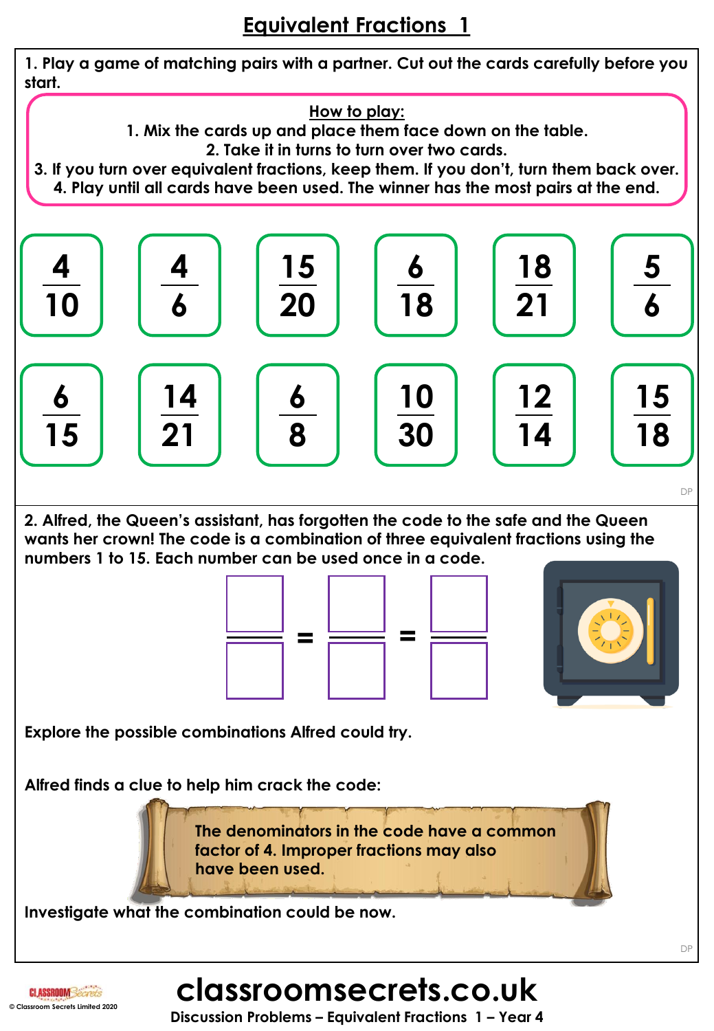# Equivalent Fractions 1

1. Play a game of matching pairs with a partner. Cut out the cards carefully before you start.

**How to play:**
1. Mix the cards up and place them face down on the table.
2. Take it in turns to turn over two cards.
3. If you turn over equivalent fractions, keep them. If you don't, turn them back over.
4. Play until all cards have been used. The winner has the most pairs at the end.

| | | | | | |
|---|---|---|---|---|---|
| $\frac{4}{10}$ | $\frac{4}{6}$ | $\frac{15}{20}$ | $\frac{6}{18}$ | $\frac{18}{21}$ | $\frac{5}{6}$ |
| $\frac{6}{15}$ | $\frac{14}{21}$ | $\frac{6}{8}$ | $\frac{10}{30}$ | $\frac{12}{14}$ | $\frac{15}{18}$ |

DP

2. Alfred, the Queen's assistant, has forgotten the code to the safe and the Queen wants her crown! The code is a combination of three equivalent fractions using the numbers 1 to 15. Each number can be used once in a code.

$$\frac{\square}{\square} = \frac{\square}{\square} = \frac{\square}{\square}$$

Explore the possible combinations Alfred could try.

Alfred finds a clue to help him crack the code:

> The denominators in the code have a common factor of 4. Improper fractions may also have been used.

Investigate what the combination could be now.

DP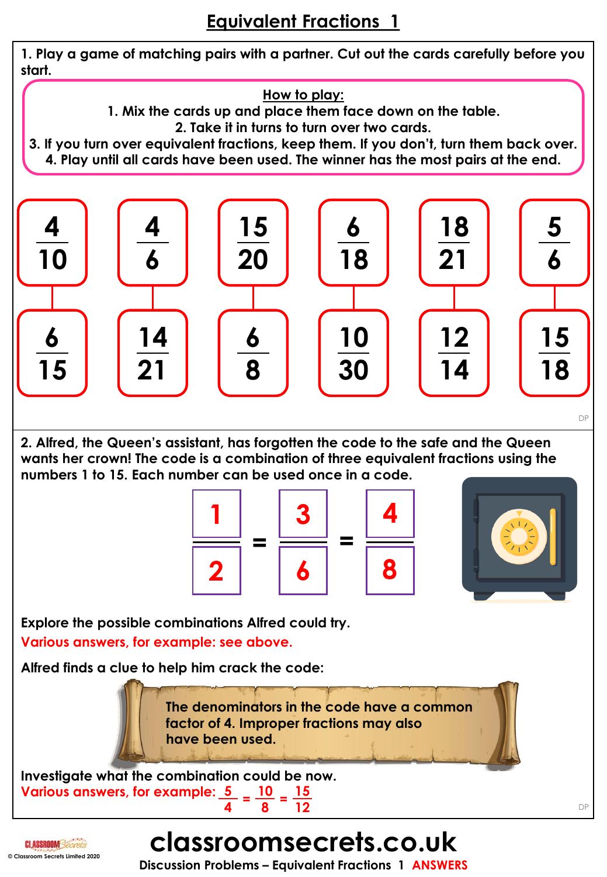# Equivalent Fractions 1

1. Play a game of matching pairs with a partner. Cut out the cards carefully before you start.

**How to play:**
1. Mix the cards up and place them face down on the table.
2. Take it in turns to turn over two cards.
3. If you turn over equivalent fractions, keep them. If you don't, turn them back over.
4. Play until all cards have been used. The winner has the most pairs at the end.

| | | | | | |
|---|---|---|---|---|---|
| $\frac{4}{10}$ | $\frac{4}{6}$ | $\frac{15}{20}$ | $\frac{6}{18}$ | $\frac{18}{21}$ | $\frac{5}{6}$ |
| $\frac{6}{15}$ | $\frac{14}{21}$ | $\frac{6}{8}$ | $\frac{10}{30}$ | $\frac{12}{14}$ | $\frac{15}{18}$ |

2. Alfred, the Queen's assistant, has forgotten the code to the safe and the Queen wants her crown! The code is a combination of three equivalent fractions using the numbers 1 to 15. Each number can be used once in a code.

$$\frac{1}{2} = \frac{3}{6} = \frac{4}{8}$$

Explore the possible combinations Alfred could try.

Various answers, for example: see above.

Alfred finds a clue to help him crack the code:

> The denominators in the code have a common factor of 4. Improper fractions may also have been used.

Investigate what the combination could be now.

Various answers, for example: $\frac{5}{4} = \frac{10}{8} = \frac{15}{12}$

Discussion Problems – Equivalent Fractions 1 ANSWERS